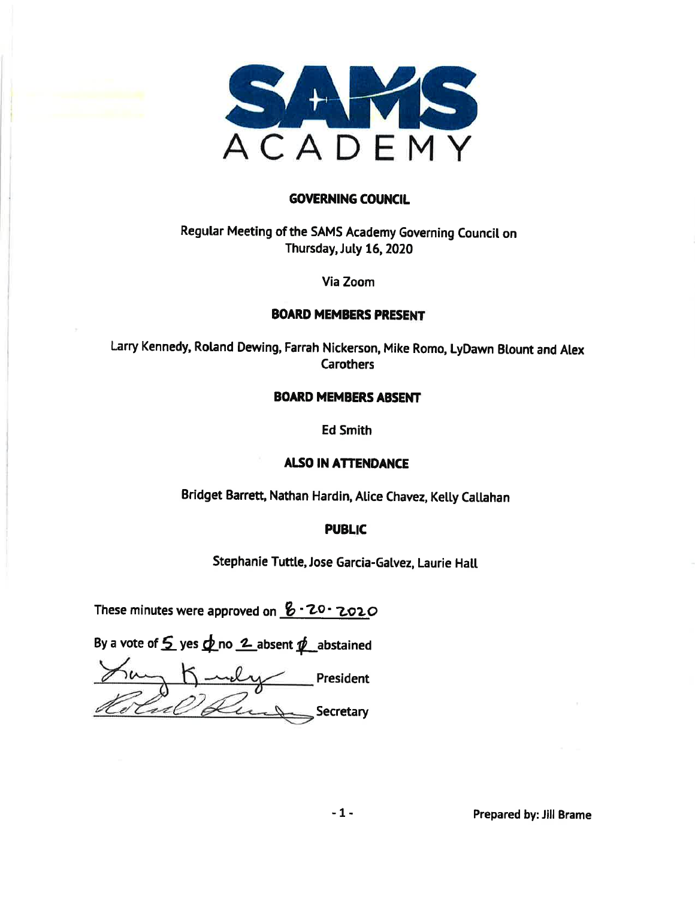# SAMS ACADEMY

## GOVERNING COUNCIL

Regular Meeting of the SAMS Academy Governing Council on
Thursday, July 16, 2020

Via Zoom

### BOARD MEMBERS PRESENT

Larry Kennedy, Roland Dewing, Farrah Nickerson, Mike Romo, LyDawn Blount and Alex Carothers

### BOARD MEMBERS ABSENT

Ed Smith

### ALSO IN ATTENDANCE

Bridget Barrett, Nathan Hardin, Alice Chavez, Kelly Callahan

### PUBLIC

Stephanie Tuttle, Jose Garcia-Galvez, Laurie Hall

These minutes were approved on 8-20-2020

By a vote of 5 yes ø no 2 absent ø abstained

_________________ President

_________________ Secretary

Prepared by: Jill Brame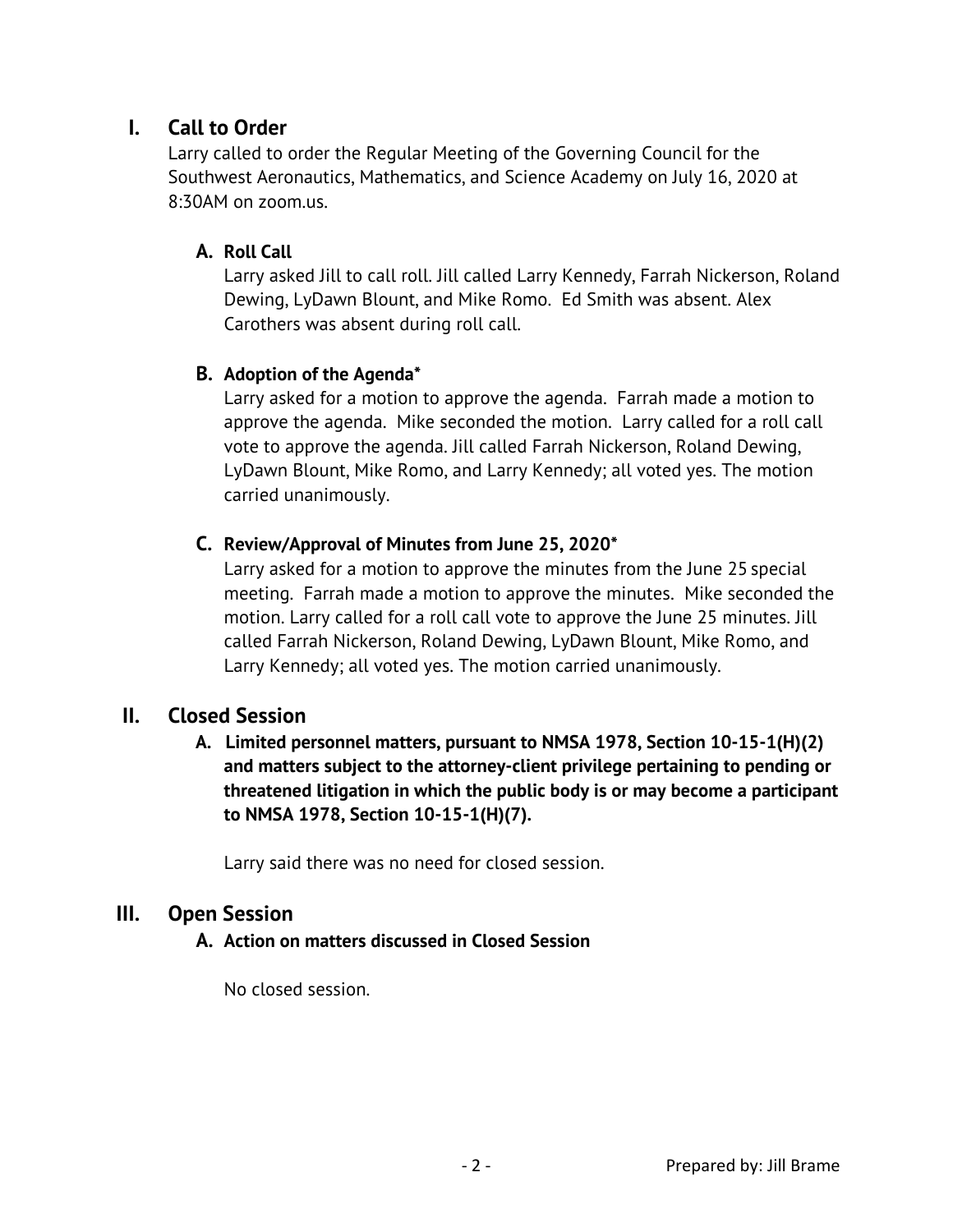# I. Call to Order

Larry called to order the Regular Meeting of the Governing Council for the Southwest Aeronautics, Mathematics, and Science Academy on July 16, 2020 at 8:30AM on zoom.us.

### A. Roll Call

Larry asked Jill to call roll. Jill called Larry Kennedy, Farrah Nickerson, Roland Dewing, LyDawn Blount, and Mike Romo. Ed Smith was absent. Alex Carothers was absent during roll call.

### B. Adoption of the Agenda*

Larry asked for a motion to approve the agenda. Farrah made a motion to approve the agenda. Mike seconded the motion. Larry called for a roll call vote to approve the agenda. Jill called Farrah Nickerson, Roland Dewing, LyDawn Blount, Mike Romo, and Larry Kennedy; all voted yes. The motion carried unanimously.

### C. Review/Approval of Minutes from June 25, 2020*

Larry asked for a motion to approve the minutes from the June 25 special meeting. Farrah made a motion to approve the minutes. Mike seconded the motion. Larry called for a roll call vote to approve the June 25 minutes. Jill called Farrah Nickerson, Roland Dewing, LyDawn Blount, Mike Romo, and Larry Kennedy; all voted yes. The motion carried unanimously.

# II. Closed Session

### A. Limited personnel matters, pursuant to NMSA 1978, Section 10-15-1(H)(2) and matters subject to the attorney-client privilege pertaining to pending or threatened litigation in which the public body is or may become a participant to NMSA 1978, Section 10-15-1(H)(7).

Larry said there was no need for closed session.

# III. Open Session

### A. Action on matters discussed in Closed Session

No closed session.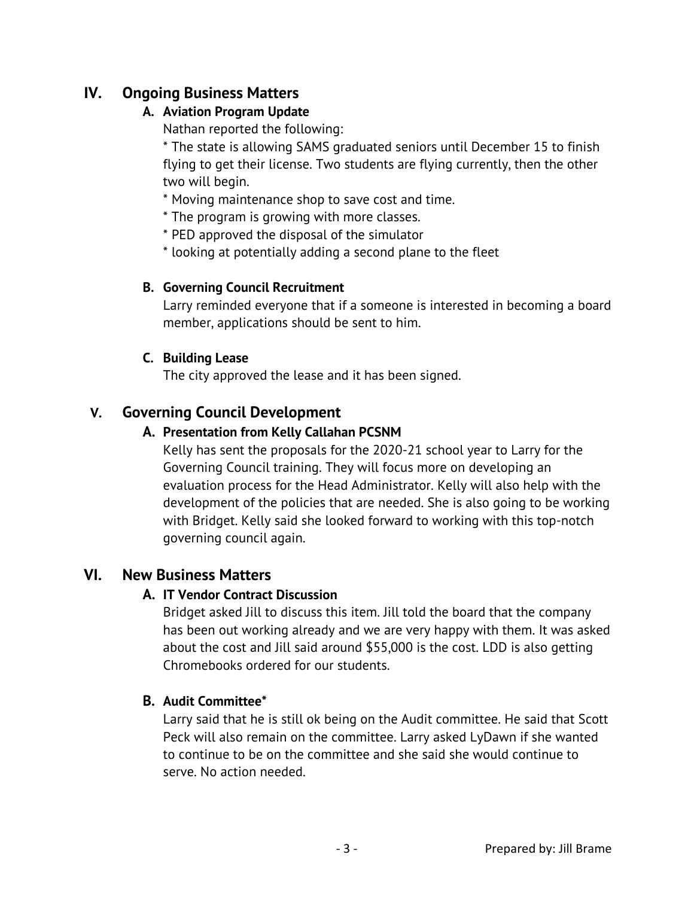## IV. Ongoing Business Matters

### A. Aviation Program Update

Nathan reported the following:

* The state is allowing SAMS graduated seniors until December 15 to finish flying to get their license. Two students are flying currently, then the other two will begin.
* Moving maintenance shop to save cost and time.
* The program is growing with more classes.
* PED approved the disposal of the simulator
* looking at potentially adding a second plane to the fleet

### B. Governing Council Recruitment

Larry reminded everyone that if a someone is interested in becoming a board member, applications should be sent to him.

### C. Building Lease

The city approved the lease and it has been signed.

## V. Governing Council Development

### A. Presentation from Kelly Callahan PCSNM

Kelly has sent the proposals for the 2020-21 school year to Larry for the Governing Council training. They will focus more on developing an evaluation process for the Head Administrator. Kelly will also help with the development of the policies that are needed. She is also going to be working with Bridget. Kelly said she looked forward to working with this top-notch governing council again.

## VI. New Business Matters

### A. IT Vendor Contract Discussion

Bridget asked Jill to discuss this item. Jill told the board that the company has been out working already and we are very happy with them. It was asked about the cost and Jill said around $55,000 is the cost. LDD is also getting Chromebooks ordered for our students.

### B. Audit Committee*

Larry said that he is still ok being on the Audit committee. He said that Scott Peck will also remain on the committee. Larry asked LyDawn if she wanted to continue to be on the committee and she said she would continue to serve. No action needed.

Prepared by: Jill Brame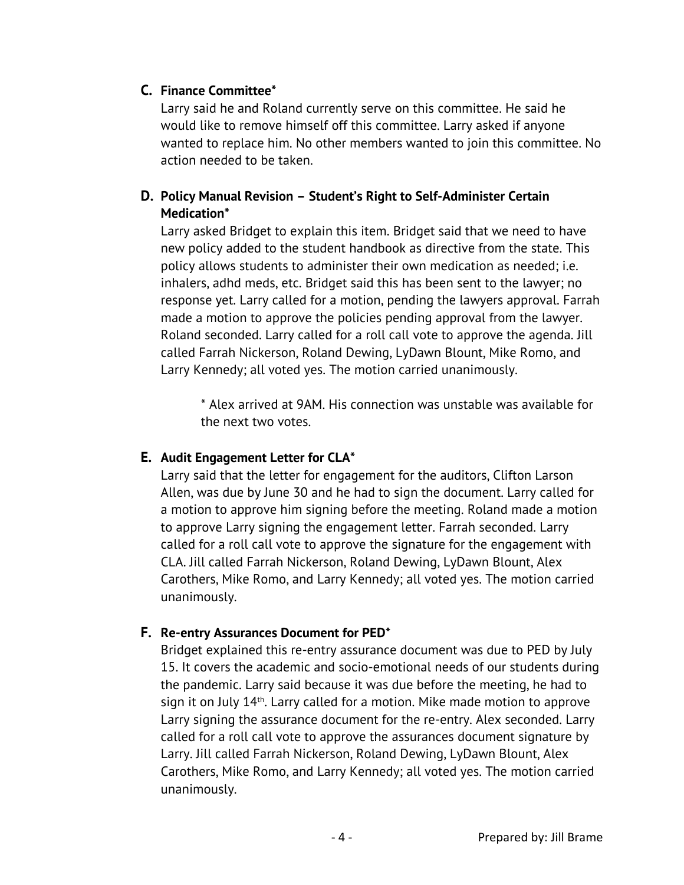**C. Finance Committee***

Larry said he and Roland currently serve on this committee. He said he would like to remove himself off this committee. Larry asked if anyone wanted to replace him. No other members wanted to join this committee. No action needed to be taken.

**D. Policy Manual Revision – Student's Right to Self-Administer Certain Medication***

Larry asked Bridget to explain this item. Bridget said that we need to have new policy added to the student handbook as directive from the state. This policy allows students to administer their own medication as needed; i.e. inhalers, adhd meds, etc. Bridget said this has been sent to the lawyer; no response yet. Larry called for a motion, pending the lawyers approval. Farrah made a motion to approve the policies pending approval from the lawyer. Roland seconded. Larry called for a roll call vote to approve the agenda. Jill called Farrah Nickerson, Roland Dewing, LyDawn Blount, Mike Romo, and Larry Kennedy; all voted yes. The motion carried unanimously.

> * Alex arrived at 9AM. His connection was unstable was available for the next two votes.

**E. Audit Engagement Letter for CLA***

Larry said that the letter for engagement for the auditors, Clifton Larson Allen, was due by June 30 and he had to sign the document. Larry called for a motion to approve him signing before the meeting. Roland made a motion to approve Larry signing the engagement letter. Farrah seconded. Larry called for a roll call vote to approve the signature for the engagement with CLA. Jill called Farrah Nickerson, Roland Dewing, LyDawn Blount, Alex Carothers, Mike Romo, and Larry Kennedy; all voted yes. The motion carried unanimously.

**F. Re-entry Assurances Document for PED***

Bridget explained this re-entry assurance document was due to PED by July 15. It covers the academic and socio-emotional needs of our students during the pandemic. Larry said because it was due before the meeting, he had to sign it on July 14th. Larry called for a motion. Mike made motion to approve Larry signing the assurance document for the re-entry. Alex seconded. Larry called for a roll call vote to approve the assurances document signature by Larry. Jill called Farrah Nickerson, Roland Dewing, LyDawn Blount, Alex Carothers, Mike Romo, and Larry Kennedy; all voted yes. The motion carried unanimously.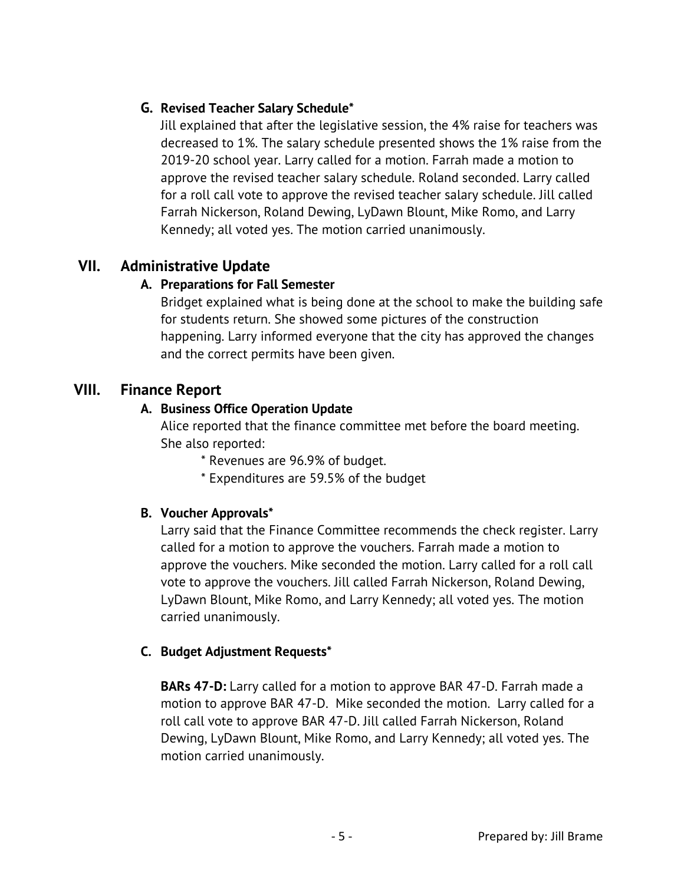### G. Revised Teacher Salary Schedule*

Jill explained that after the legislative session, the 4% raise for teachers was decreased to 1%. The salary schedule presented shows the 1% raise from the 2019-20 school year. Larry called for a motion. Farrah made a motion to approve the revised teacher salary schedule. Roland seconded. Larry called for a roll call vote to approve the revised teacher salary schedule. Jill called Farrah Nickerson, Roland Dewing, LyDawn Blount, Mike Romo, and Larry Kennedy; all voted yes. The motion carried unanimously.

## VII. Administrative Update

### A. Preparations for Fall Semester

Bridget explained what is being done at the school to make the building safe for students return. She showed some pictures of the construction happening. Larry informed everyone that the city has approved the changes and the correct permits have been given.

## VIII. Finance Report

### A. Business Office Operation Update

Alice reported that the finance committee met before the board meeting. She also reported:

* Revenues are 96.9% of budget.
* Expenditures are 59.5% of the budget

### B. Voucher Approvals*

Larry said that the Finance Committee recommends the check register. Larry called for a motion to approve the vouchers. Farrah made a motion to approve the vouchers. Mike seconded the motion. Larry called for a roll call vote to approve the vouchers. Jill called Farrah Nickerson, Roland Dewing, LyDawn Blount, Mike Romo, and Larry Kennedy; all voted yes. The motion carried unanimously.

### C. Budget Adjustment Requests*

**BARs 47-D:** Larry called for a motion to approve BAR 47-D. Farrah made a motion to approve BAR 47-D. Mike seconded the motion. Larry called for a roll call vote to approve BAR 47-D. Jill called Farrah Nickerson, Roland Dewing, LyDawn Blount, Mike Romo, and Larry Kennedy; all voted yes. The motion carried unanimously.

Prepared by: Jill Brame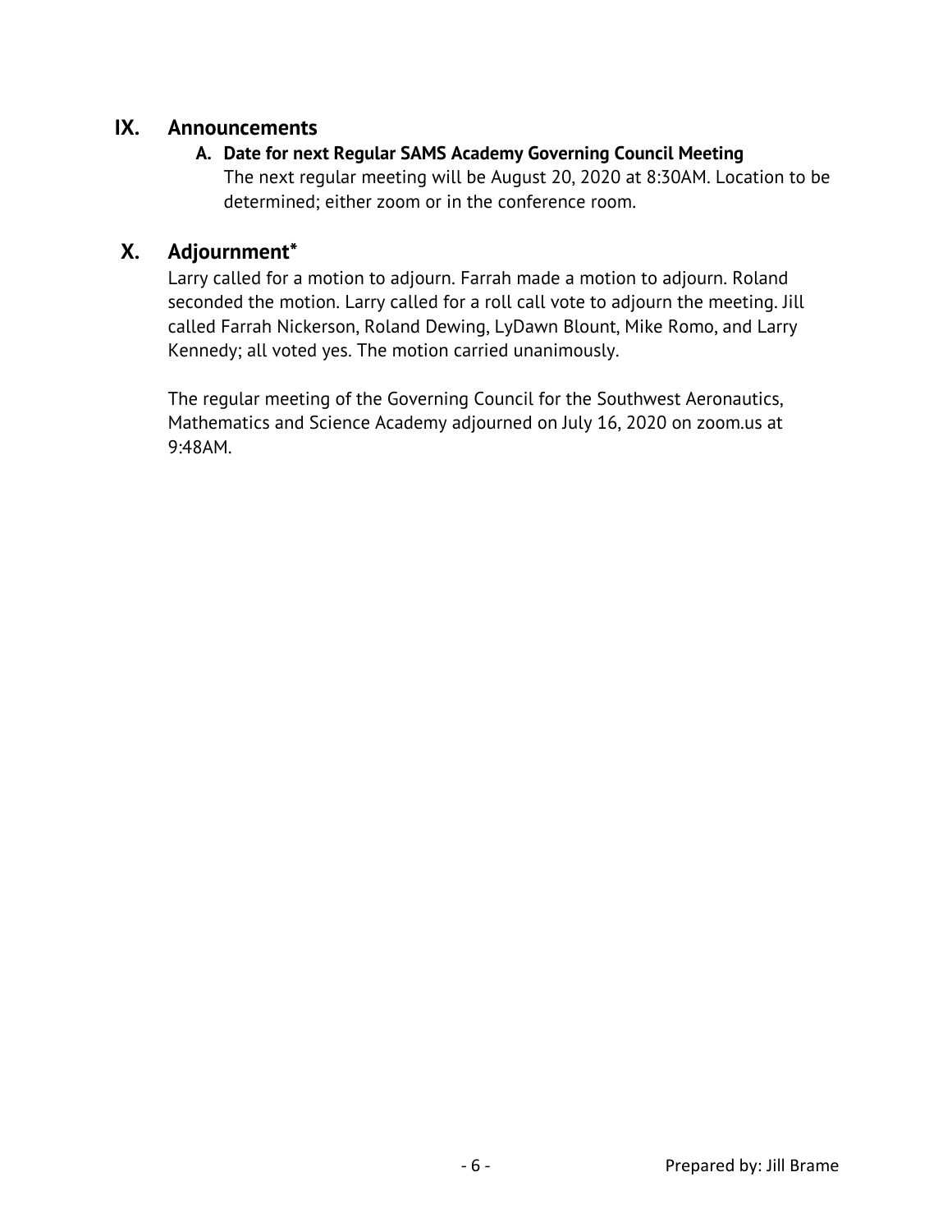## IX. Announcements

### A. Date for next Regular SAMS Academy Governing Council Meeting

The next regular meeting will be August 20, 2020 at 8:30AM. Location to be determined; either zoom or in the conference room.

## X. Adjournment*

Larry called for a motion to adjourn. Farrah made a motion to adjourn. Roland seconded the motion. Larry called for a roll call vote to adjourn the meeting. Jill called Farrah Nickerson, Roland Dewing, LyDawn Blount, Mike Romo, and Larry Kennedy; all voted yes. The motion carried unanimously.

The regular meeting of the Governing Council for the Southwest Aeronautics, Mathematics and Science Academy adjourned on July 16, 2020 on zoom.us at 9:48AM.

Prepared by: Jill Brame